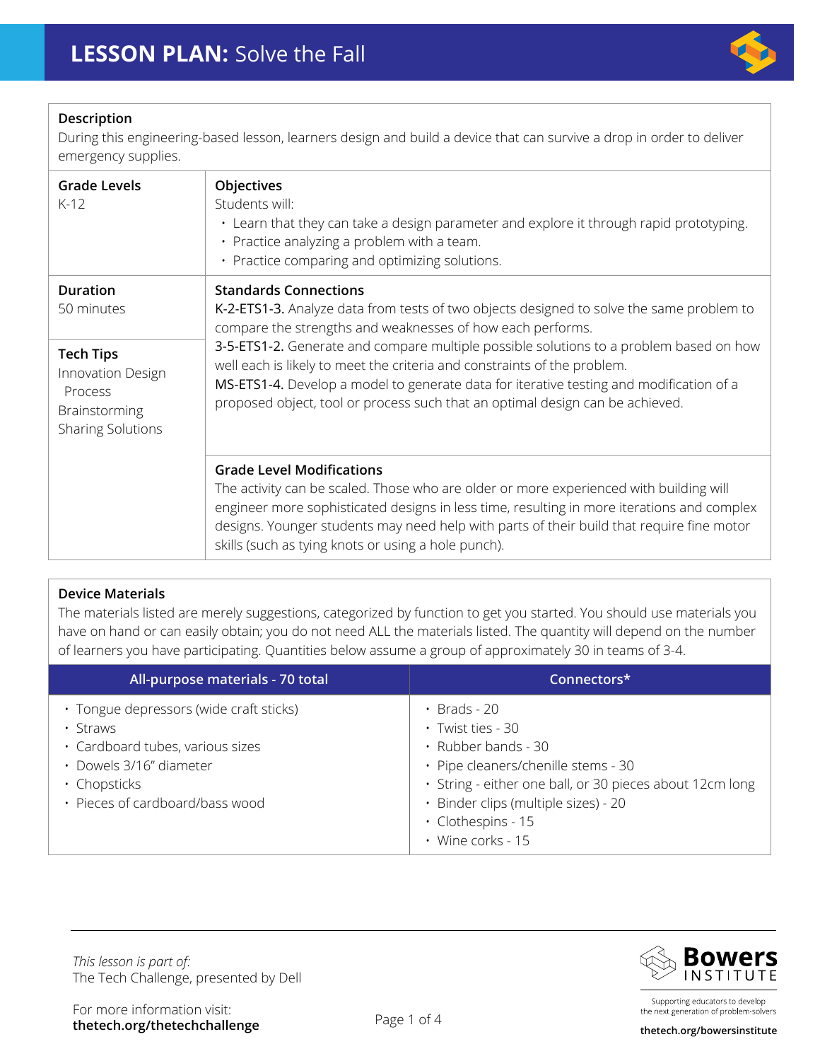# LESSON PLAN: Solve the Fall

### Description

During this engineering-based lesson, learners design and build a device that can survive a drop in order to deliver emergency supplies.

### Grade Levels

K-12

### Objectives

Students will:

- Learn that they can take a design parameter and explore it through rapid prototyping.
- Practice analyzing a problem with a team.
- Practice comparing and optimizing solutions.

### Duration

50 minutes

### Standards Connections

**K-2-ETS1-3.** Analyze data from tests of two objects designed to solve the same problem to compare the strengths and weaknesses of how each performs.

**3-5-ETS1-2.** Generate and compare multiple possible solutions to a problem based on how well each is likely to meet the criteria and constraints of the problem.

**MS-ETS1-4.** Develop a model to generate data for iterative testing and modification of a proposed object, tool or process such that an optimal design can be achieved.

### Tech Tips

Innovation Design Process

Brainstorming

Sharing Solutions

### Grade Level Modifications

The activity can be scaled. Those who are older or more experienced with building will engineer more sophisticated designs in less time, resulting in more iterations and complex designs. Younger students may need help with parts of their build that require fine motor skills (such as tying knots or using a hole punch).

### Device Materials

The materials listed are merely suggestions, categorized by function to get you started. You should use materials you have on hand or can easily obtain; you do not need ALL the materials listed. The quantity will depend on the number of learners you have participating. Quantities below assume a group of approximately 30 in teams of 3-4.

| All-purpose materials - 70 total | Connectors* |
|---|---|
| • Tongue depressors (wide craft sticks)<br>• Straws<br>• Cardboard tubes, various sizes<br>• Dowels 3/16" diameter<br>• Chopsticks<br>• Pieces of cardboard/bass wood | • Brads - 20<br>• Twist ties - 30<br>• Rubber bands - 30<br>• Pipe cleaners/chenille stems - 30<br>• String - either one ball, or 30 pieces about 12cm long<br>• Binder clips (multiple sizes) - 20<br>• Clothespins - 15<br>• Wine corks - 15 |

*This lesson is part of:*
The Tech Challenge, presented by Dell

For more information visit:
**thetech.org/thetechchallenge**

Bowers Institute — Supporting educators to develop the next generation of problem-solvers
**thetech.org/bowersinstitute**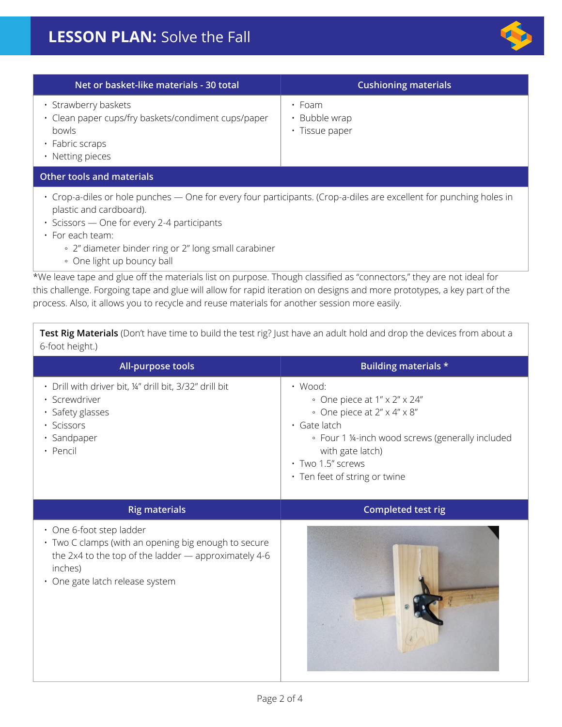| Net or basket-like materials - 30 total | Cushioning materials |
| --- | --- |
| • Strawberry baskets<br>• Clean paper cups/fry baskets/condiment cups/paper bowls<br>• Fabric scraps<br>• Netting pieces | • Foam<br>• Bubble wrap<br>• Tissue paper |

**Other tools and materials**

- Crop-a-diles or hole punches — One for every four participants. (Crop-a-diles are excellent for punching holes in plastic and cardboard).
- Scissors — One for every 2-4 participants
- For each team:
    - 2" diameter binder ring or 2" long small carabiner
    - One light up bouncy ball

*We leave tape and glue off the materials list on purpose. Though classified as "connectors," they are not ideal for this challenge. Forgoing tape and glue will allow for rapid iteration on designs and more prototypes, a key part of the process. Also, it allows you to recycle and reuse materials for another session more easily.

**Test Rig Materials** (Don't have time to build the test rig? Just have an adult hold and drop the devices from about a 6-foot height.)

| All-purpose tools | Building materials * |
| --- | --- |
| • Drill with driver bit, ¼" drill bit, 3/32" drill bit<br>• Screwdriver<br>• Safety glasses<br>• Scissors<br>• Sandpaper<br>• Pencil | • Wood:<br>&nbsp;&nbsp;◦ One piece at 1" x 2" x 24"<br>&nbsp;&nbsp;◦ One piece at 2" x 4" x 8"<br>• Gate latch<br>&nbsp;&nbsp;◦ Four 1 ¼-inch wood screws (generally included with gate latch)<br>• Two 1.5" screws<br>• Ten feet of string or twine |

| Rig materials | Completed test rig |
| --- | --- |
| • One 6-foot step ladder<br>• Two C clamps (with an opening big enough to secure the 2x4 to the top of the ladder — approximately 4-6 inches)<br>• One gate latch release system | |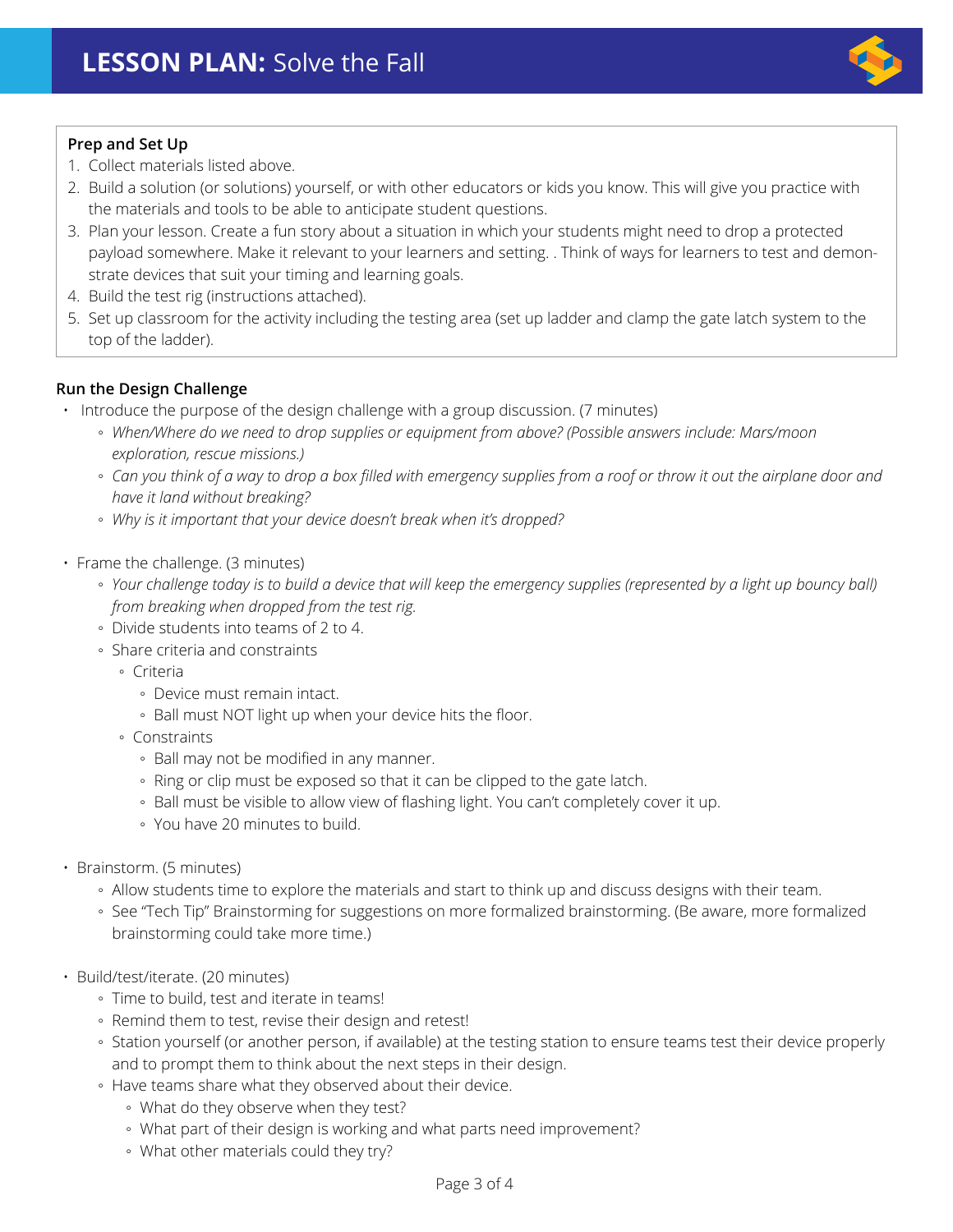# **LESSON PLAN:** Solve the Fall

**Prep and Set Up**

1. Collect materials listed above.
2. Build a solution (or solutions) yourself, or with other educators or kids you know. This will give you practice with the materials and tools to be able to anticipate student questions.
3. Plan your lesson. Create a fun story about a situation in which your students might need to drop a protected payload somewhere. Make it relevant to your learners and setting. . Think of ways for learners to test and demonstrate devices that suit your timing and learning goals.
4. Build the test rig (instructions attached).
5. Set up classroom for the activity including the testing area (set up ladder and clamp the gate latch system to the top of the ladder).

**Run the Design Challenge**

- Introduce the purpose of the design challenge with a group discussion. (7 minutes)
  - *When/Where do we need to drop supplies or equipment from above? (Possible answers include: Mars/moon exploration, rescue missions.)*
  - *Can you think of a way to drop a box filled with emergency supplies from a roof or throw it out the airplane door and have it land without breaking?*
  - *Why is it important that your device doesn't break when it's dropped?*

- Frame the challenge. (3 minutes)
  - *Your challenge today is to build a device that will keep the emergency supplies (represented by a light up bouncy ball) from breaking when dropped from the test rig.*
  - Divide students into teams of 2 to 4.
  - Share criteria and constraints
    - Criteria
      - Device must remain intact.
      - Ball must NOT light up when your device hits the floor.
    - Constraints
      - Ball may not be modified in any manner.
      - Ring or clip must be exposed so that it can be clipped to the gate latch.
      - Ball must be visible to allow view of flashing light. You can't completely cover it up.
      - You have 20 minutes to build.

- Brainstorm. (5 minutes)
  - Allow students time to explore the materials and start to think up and discuss designs with their team.
  - See "Tech Tip" Brainstorming for suggestions on more formalized brainstorming. (Be aware, more formalized brainstorming could take more time.)

- Build/test/iterate. (20 minutes)
  - Time to build, test and iterate in teams!
  - Remind them to test, revise their design and retest!
  - Station yourself (or another person, if available) at the testing station to ensure teams test their device properly and to prompt them to think about the next steps in their design.
  - Have teams share what they observed about their device.
    - What do they observe when they test?
    - What part of their design is working and what parts need improvement?
    - What other materials could they try?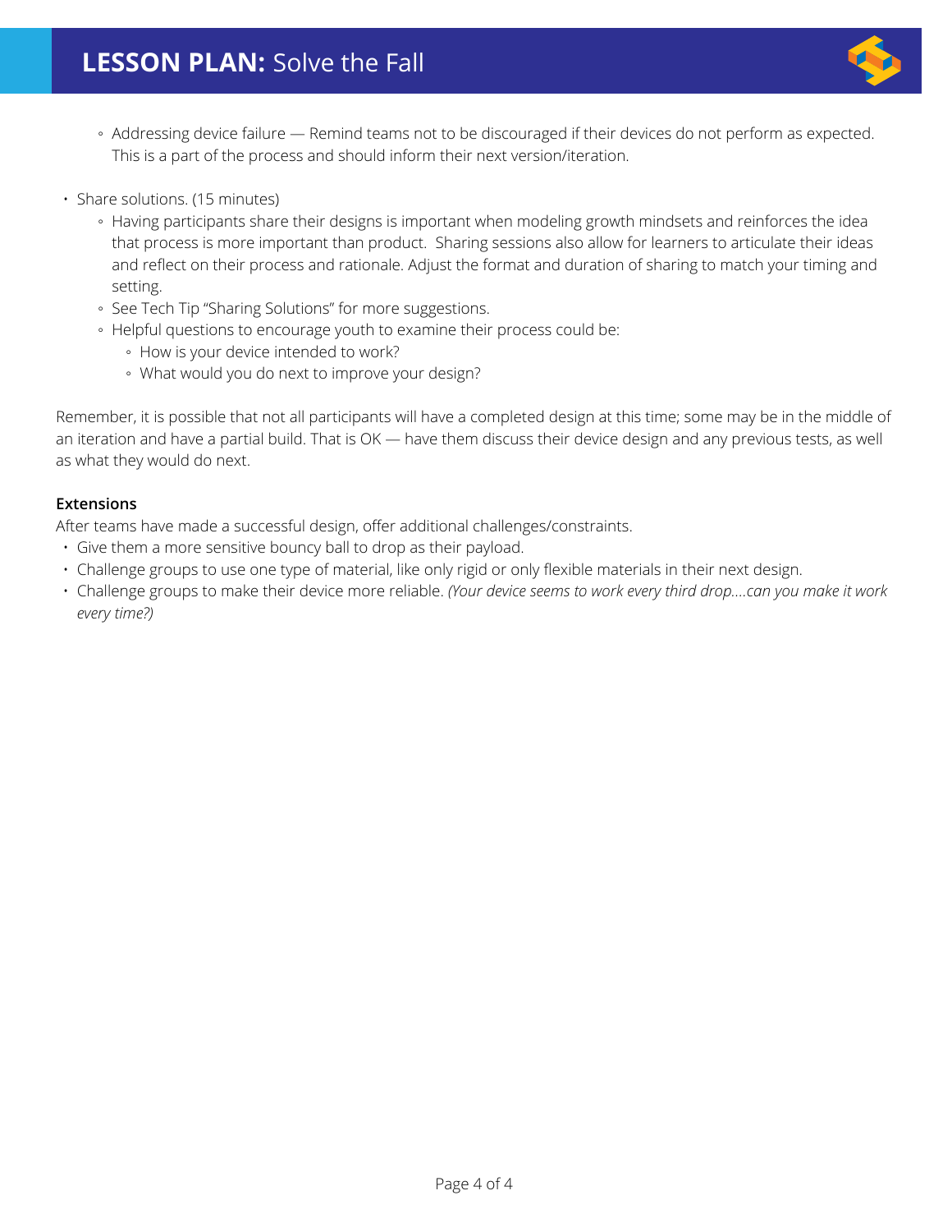- Addressing device failure — Remind teams not to be discouraged if their devices do not perform as expected. This is a part of the process and should inform their next version/iteration.

- Share solutions. (15 minutes)
  - Having participants share their designs is important when modeling growth mindsets and reinforces the idea that process is more important than product. Sharing sessions also allow for learners to articulate their ideas and reflect on their process and rationale. Adjust the format and duration of sharing to match your timing and setting.
  - See Tech Tip "Sharing Solutions" for more suggestions.
  - Helpful questions to encourage youth to examine their process could be:
    - How is your device intended to work?
    - What would you do next to improve your design?

Remember, it is possible that not all participants will have a completed design at this time; some may be in the middle of an iteration and have a partial build. That is OK — have them discuss their device design and any previous tests, as well as what they would do next.

**Extensions**

After teams have made a successful design, offer additional challenges/constraints.

- Give them a more sensitive bouncy ball to drop as their payload.
- Challenge groups to use one type of material, like only rigid or only flexible materials in their next design.
- Challenge groups to make their device more reliable. *(Your device seems to work every third drop....can you make it work every time?)*